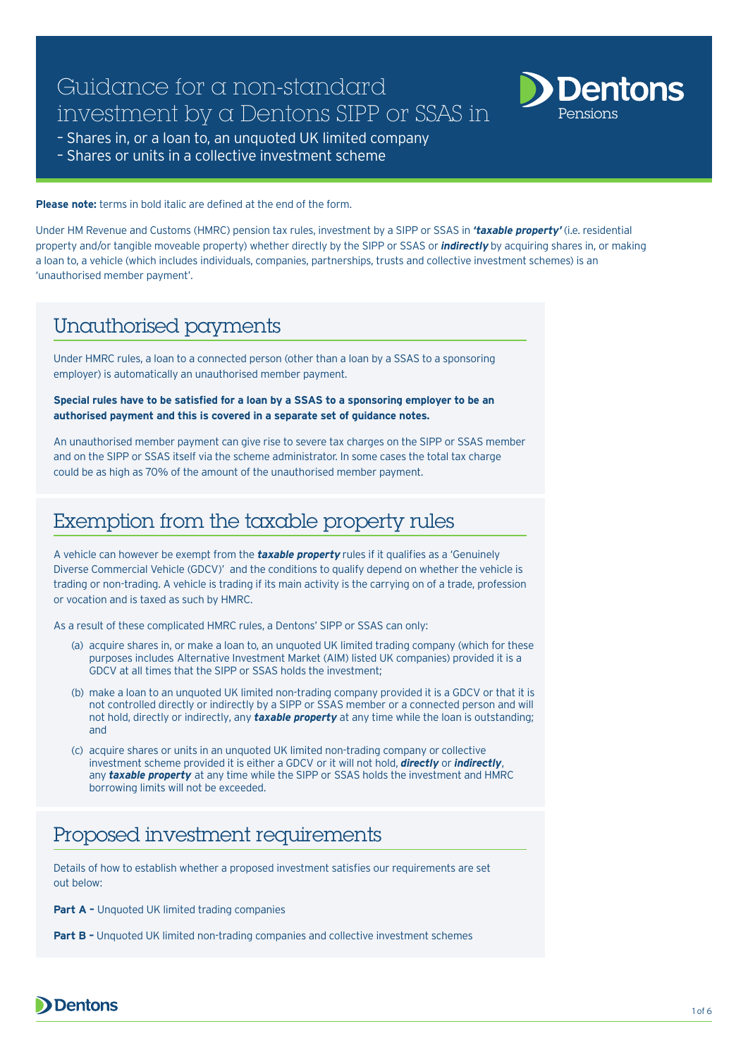# Guidance for a non-standard investment by a Dentons SIPP or SSAS in

- Shares in, or a loan to, an unquoted UK limited company
- Shares or units in a collective investment scheme

Dentons Pensions

**Please note:** terms in bold italic are defined at the end of the form.

Under HM Revenue and Customs (HMRC) pension tax rules, investment by a SIPP or SSAS in ***'taxable property'*** (i.e. residential property and/or tangible moveable property) whether directly by the SIPP or SSAS or ***indirectly*** by acquiring shares in, or making a loan to, a vehicle (which includes individuals, companies, partnerships, trusts and collective investment schemes) is an 'unauthorised member payment'.

## Unauthorised payments

Under HMRC rules, a loan to a connected person (other than a loan by a SSAS to a sponsoring employer) is automatically an unauthorised member payment.

**Special rules have to be satisfied for a loan by a SSAS to a sponsoring employer to be an authorised payment and this is covered in a separate set of guidance notes.**

An unauthorised member payment can give rise to severe tax charges on the SIPP or SSAS member and on the SIPP or SSAS itself via the scheme administrator. In some cases the total tax charge could be as high as 70% of the amount of the unauthorised member payment.

## Exemption from the taxable property rules

A vehicle can however be exempt from the ***taxable property*** rules if it qualifies as a 'Genuinely Diverse Commercial Vehicle (GDCV)' and the conditions to qualify depend on whether the vehicle is trading or non-trading. A vehicle is trading if its main activity is the carrying on of a trade, profession or vocation and is taxed as such by HMRC.

As a result of these complicated HMRC rules, a Dentons' SIPP or SSAS can only:

(a) acquire shares in, or make a loan to, an unquoted UK limited trading company (which for these purposes includes Alternative Investment Market (AIM) listed UK companies) provided it is a GDCV at all times that the SIPP or SSAS holds the investment;

(b) make a loan to an unquoted UK limited non-trading company provided it is a GDCV or that it is not controlled directly or indirectly by a SIPP or SSAS member or a connected person and will not hold, directly or indirectly, any ***taxable property*** at any time while the loan is outstanding; and

(c) acquire shares or units in an unquoted UK limited non-trading company or collective investment scheme provided it is either a GDCV or it will not hold, ***directly*** or ***indirectly***, any ***taxable property*** at any time while the SIPP or SSAS holds the investment and HMRC borrowing limits will not be exceeded.

## Proposed investment requirements

Details of how to establish whether a proposed investment satisfies our requirements are set out below:

**Part A –** Unquoted UK limited trading companies

**Part B –** Unquoted UK limited non-trading companies and collective investment schemes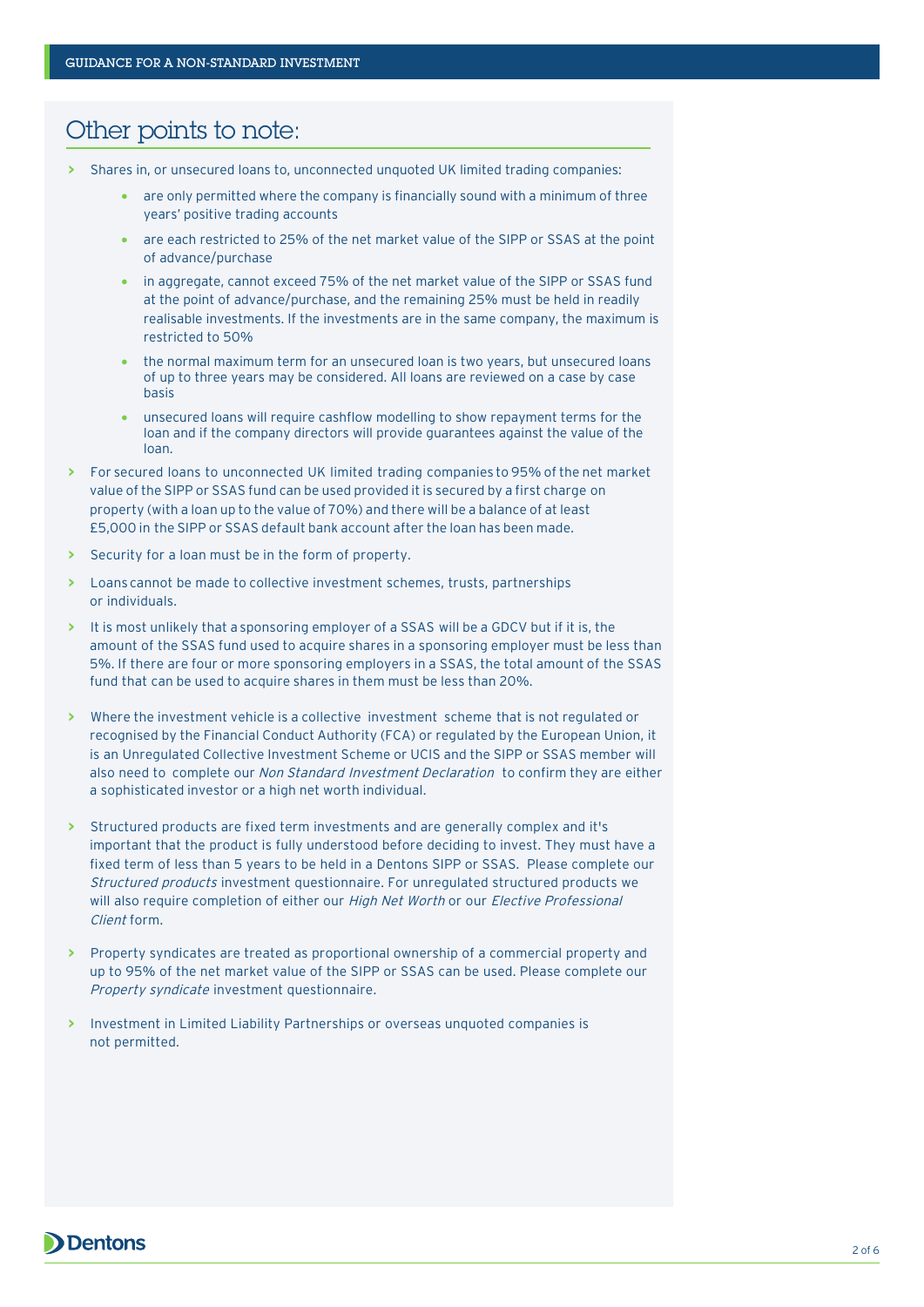## Other points to note:

- Shares in, or unsecured loans to, unconnected unquoted UK limited trading companies:
    - are only permitted where the company is financially sound with a minimum of three years' positive trading accounts
    - are each restricted to 25% of the net market value of the SIPP or SSAS at the point of advance/purchase
    - in aggregate, cannot exceed 75% of the net market value of the SIPP or SSAS fund at the point of advance/purchase, and the remaining 25% must be held in readily realisable investments. If the investments are in the same company, the maximum is restricted to 50%
    - the normal maximum term for an unsecured loan is two years, but unsecured loans of up to three years may be considered. All loans are reviewed on a case by case basis
    - unsecured loans will require cashflow modelling to show repayment terms for the loan and if the company directors will provide guarantees against the value of the loan.
- For secured loans to unconnected UK limited trading companies to 95% of the net market value of the SIPP or SSAS fund can be used provided it is secured by a first charge on property (with a loan up to the value of 70%) and there will be a balance of at least £5,000 in the SIPP or SSAS default bank account after the loan has been made.
- Security for a loan must be in the form of property.
- Loans cannot be made to collective investment schemes, trusts, partnerships or individuals.
- It is most unlikely that a sponsoring employer of a SSAS will be a GDCV but if it is, the amount of the SSAS fund used to acquire shares in a sponsoring employer must be less than 5%. If there are four or more sponsoring employers in a SSAS, the total amount of the SSAS fund that can be used to acquire shares in them must be less than 20%.
- Where the investment vehicle is a collective investment scheme that is not regulated or recognised by the Financial Conduct Authority (FCA) or regulated by the European Union, it is an Unregulated Collective Investment Scheme or UCIS and the SIPP or SSAS member will also need to complete our *Non Standard Investment Declaration* to confirm they are either a sophisticated investor or a high net worth individual.
- Structured products are fixed term investments and are generally complex and it's important that the product is fully understood before deciding to invest. They must have a fixed term of less than 5 years to be held in a Dentons SIPP or SSAS. Please complete our *Structured products* investment questionnaire. For unregulated structured products we will also require completion of either our *High Net Worth* or our *Elective Professional Client* form.
- Property syndicates are treated as proportional ownership of a commercial property and up to 95% of the net market value of the SIPP or SSAS can be used. Please complete our *Property syndicate* investment questionnaire.
- Investment in Limited Liability Partnerships or overseas unquoted companies is not permitted.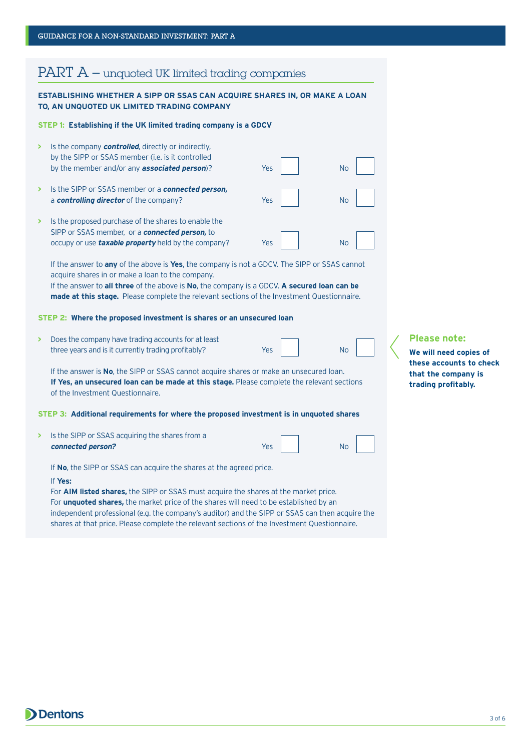# PART A – unquoted UK limited trading companies

**ESTABLISHING WHETHER A SIPP OR SSAS CAN ACQUIRE SHARES IN, OR MAKE A LOAN TO, AN UNQUOTED UK LIMITED TRADING COMPANY**

**STEP 1: Establishing if the UK limited trading company is a GDCV**

- Is the company ***controlled***, directly or indirectly, by the SIPP or SSAS member (i.e. is it controlled by the member and/or any ***associated person***)? Yes ☐ No ☐
- Is the SIPP or SSAS member or a ***connected person,*** a ***controlling director*** of the company? Yes ☐ No ☐
- Is the proposed purchase of the shares to enable the SIPP or SSAS member, or a ***connected person,*** to occupy or use ***taxable property*** held by the company? Yes ☐ No ☐

If the answer to **any** of the above is **Yes**, the company is not a GDCV. The SIPP or SSAS cannot acquire shares in or make a loan to the company.
If the answer to **all three** of the above is **No**, the company is a GDCV. **A secured loan can be made at this stage.** Please complete the relevant sections of the Investment Questionnaire.

**STEP 2: Where the proposed investment is shares or an unsecured loan**

- Does the company have trading accounts for at least three years and is it currently trading profitably? Yes ☐ No ☐

If the answer is **No**, the SIPP or SSAS cannot acquire shares or make an unsecured loan.
**If Yes, an unsecured loan can be made at this stage.** Please complete the relevant sections of the Investment Questionnaire.

**Please note:**

**We will need copies of these accounts to check that the company is trading profitably.**

**STEP 3: Additional requirements for where the proposed investment is in unquoted shares**

- Is the SIPP or SSAS acquiring the shares from a ***connected person?*** Yes ☐ No ☐

If **No**, the SIPP or SSAS can acquire the shares at the agreed price.

If **Yes:**
For **AIM listed shares,** the SIPP or SSAS must acquire the shares at the market price.
For **unquoted shares,** the market price of the shares will need to be established by an independent professional (e.g. the company's auditor) and the SIPP or SSAS can then acquire the shares at that price. Please complete the relevant sections of the Investment Questionnaire.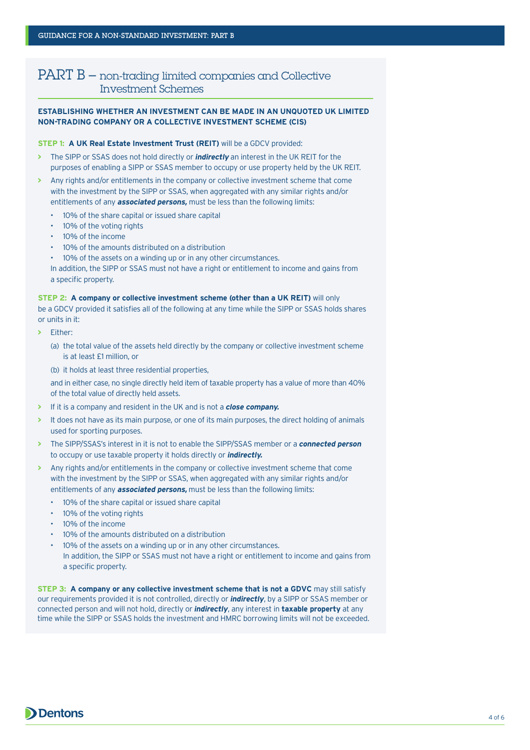# PART B – non-trading limited companies and Collective Investment Schemes

**ESTABLISHING WHETHER AN INVESTMENT CAN BE MADE IN AN UNQUOTED UK LIMITED NON-TRADING COMPANY OR A COLLECTIVE INVESTMENT SCHEME (CIS)**

**STEP 1: A UK Real Estate Investment Trust (REIT)** will be a GDCV provided:

- The SIPP or SSAS does not hold directly or ***indirectly*** an interest in the UK REIT for the purposes of enabling a SIPP or SSAS member to occupy or use property held by the UK REIT.
- Any rights and/or entitlements in the company or collective investment scheme that come with the investment by the SIPP or SSAS, when aggregated with any similar rights and/or entitlements of any ***associated persons,*** must be less than the following limits:
  - 10% of the share capital or issued share capital
  - 10% of the voting rights
  - 10% of the income
  - 10% of the amounts distributed on a distribution
  - 10% of the assets on a winding up or in any other circumstances.

  In addition, the SIPP or SSAS must not have a right or entitlement to income and gains from a specific property.

**STEP 2: A company or collective investment scheme (other than a UK REIT)** will only be a GDCV provided it satisfies all of the following at any time while the SIPP or SSAS holds shares or units in it:

- Either:

  (a) the total value of the assets held directly by the company or collective investment scheme is at least £1 million, or

  (b) it holds at least three residential properties,

  and in either case, no single directly held item of taxable property has a value of more than 40% of the total value of directly held assets.
- If it is a company and resident in the UK and is not a ***close company.***
- It does not have as its main purpose, or one of its main purposes, the direct holding of animals used for sporting purposes.
- The SIPP/SSAS's interest in it is not to enable the SIPP/SSAS member or a ***connected person*** to occupy or use taxable property it holds directly or ***indirectly.***
- Any rights and/or entitlements in the company or collective investment scheme that come with the investment by the SIPP or SSAS, when aggregated with any similar rights and/or entitlements of any ***associated persons,*** must be less than the following limits:
  - 10% of the share capital or issued share capital
  - 10% of the voting rights
  - 10% of the income
  - 10% of the amounts distributed on a distribution
  - 10% of the assets on a winding up or in any other circumstances.

    In addition, the SIPP or SSAS must not have a right or entitlement to income and gains from a specific property.

**STEP 3: A company or any collective investment scheme that is not a GDVC** may still satisfy our requirements provided it is not controlled, directly or ***indirectly***, by a SIPP or SSAS member or connected person and will not hold, directly or ***indirectly***, any interest in **taxable property** at any time while the SIPP or SSAS holds the investment and HMRC borrowing limits will not be exceeded.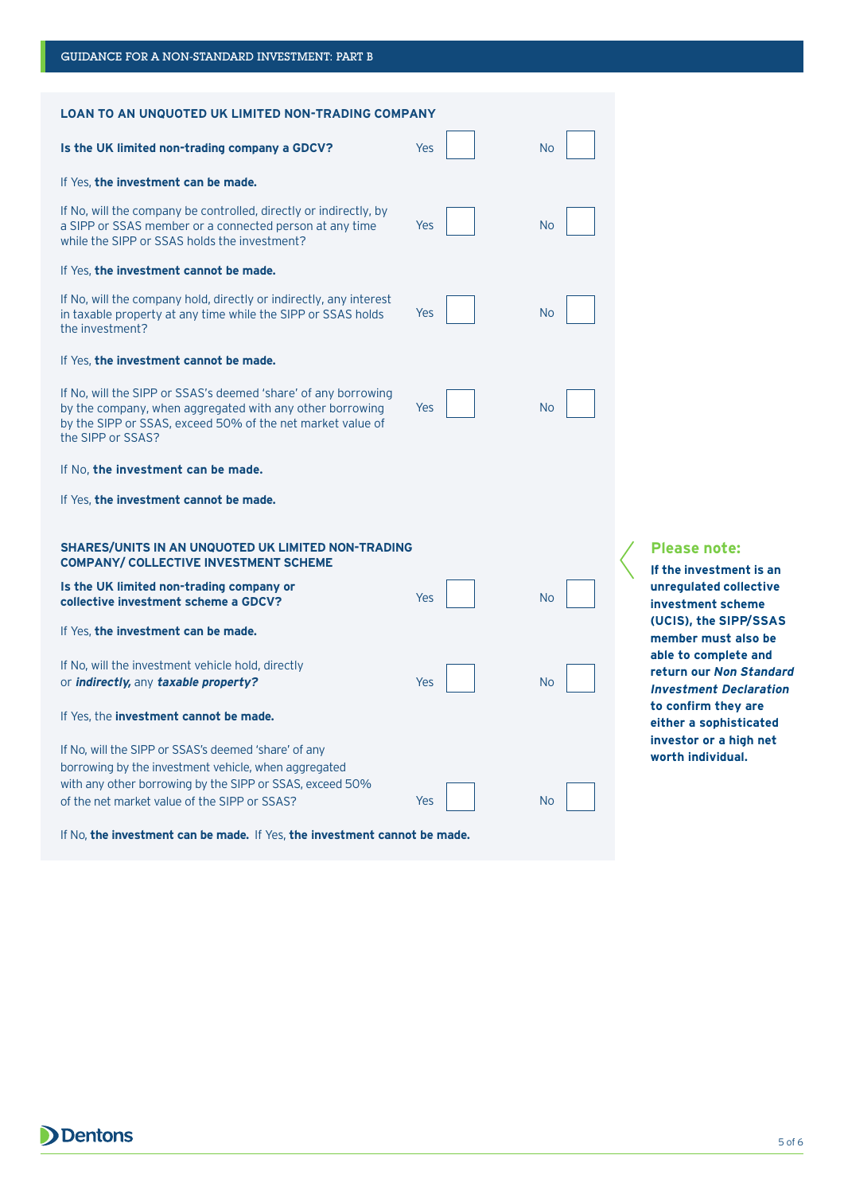## LOAN TO AN UNQUOTED UK LIMITED NON-TRADING COMPANY

**Is the UK limited non-trading company a GDCV?** Yes ☐ No ☐

If Yes, **the investment can be made.**

If No, will the company be controlled, directly or indirectly, by a SIPP or SSAS member or a connected person at any time while the SIPP or SSAS holds the investment? Yes ☐ No ☐

If Yes, **the investment cannot be made.**

If No, will the company hold, directly or indirectly, any interest in taxable property at any time while the SIPP or SSAS holds the investment? Yes ☐ No ☐

If Yes, **the investment cannot be made.**

If No, will the SIPP or SSAS's deemed 'share' of any borrowing by the company, when aggregated with any other borrowing by the SIPP or SSAS, exceed 50% of the net market value of the SIPP or SSAS? Yes ☐ No ☐

If No, **the investment can be made.**

If Yes, **the investment cannot be made.**

## SHARES/UNITS IN AN UNQUOTED UK LIMITED NON-TRADING COMPANY/ COLLECTIVE INVESTMENT SCHEME

**Is the UK limited non-trading company or collective investment scheme a GDCV?** Yes ☐ No ☐

If Yes, **the investment can be made.**

If No, will the investment vehicle hold, directly or ***indirectly,*** any ***taxable property?*** Yes ☐ No ☐

If Yes, the **investment cannot be made.**

If No, will the SIPP or SSAS's deemed 'share' of any borrowing by the investment vehicle, when aggregated with any other borrowing by the SIPP or SSAS, exceed 50% of the net market value of the SIPP or SSAS? Yes ☐ No ☐

If No, **the investment can be made.** If Yes, **the investment cannot be made.**

**Please note:**

**If the investment is an unregulated collective investment scheme (UCIS), the SIPP/SSAS member must also be able to complete and return our *Non Standard Investment Declaration* to confirm they are either a sophisticated investor or a high net worth individual.**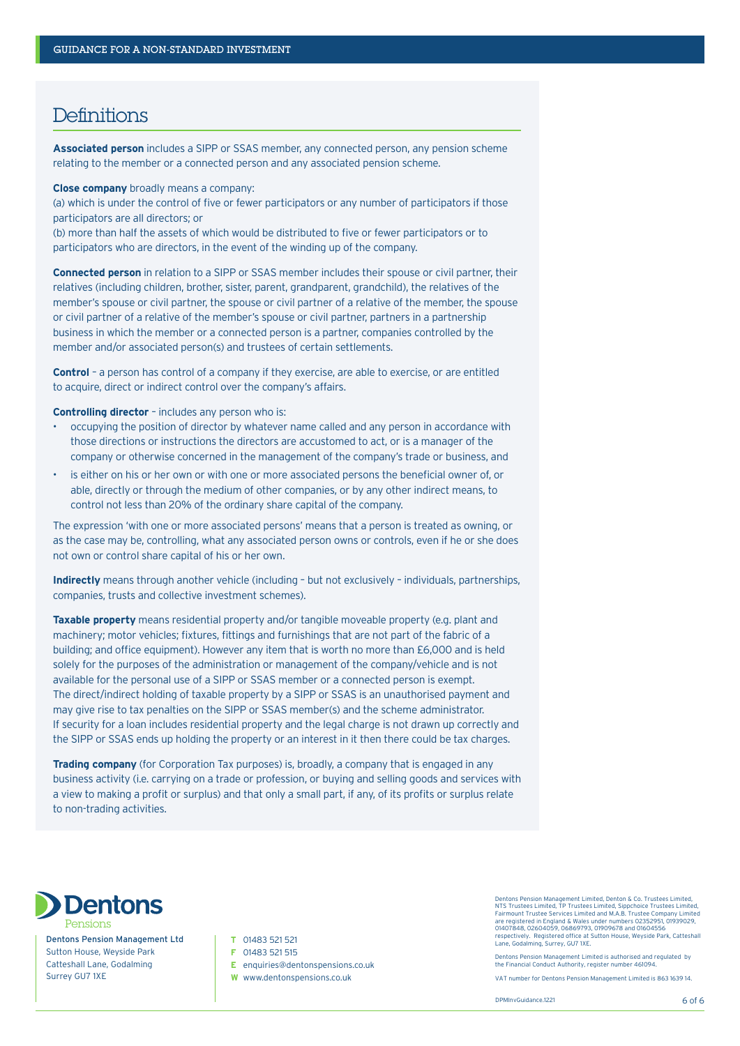# Definitions

**Associated person** includes a SIPP or SSAS member, any connected person, any pension scheme relating to the member or a connected person and any associated pension scheme.

**Close company** broadly means a company:

(a) which is under the control of five or fewer participators or any number of participators if those participators are all directors; or

(b) more than half the assets of which would be distributed to five or fewer participators or to participators who are directors, in the event of the winding up of the company.

**Connected person** in relation to a SIPP or SSAS member includes their spouse or civil partner, their relatives (including children, brother, sister, parent, grandparent, grandchild), the relatives of the member's spouse or civil partner, the spouse or civil partner of a relative of the member, the spouse or civil partner of a relative of the member's spouse or civil partner, partners in a partnership business in which the member or a connected person is a partner, companies controlled by the member and/or associated person(s) and trustees of certain settlements.

**Control** – a person has control of a company if they exercise, are able to exercise, or are entitled to acquire, direct or indirect control over the company's affairs.

**Controlling director** – includes any person who is:

- occupying the position of director by whatever name called and any person in accordance with those directions or instructions the directors are accustomed to act, or is a manager of the company or otherwise concerned in the management of the company's trade or business, and
- is either on his or her own or with one or more associated persons the beneficial owner of, or able, directly or through the medium of other companies, or by any other indirect means, to control not less than 20% of the ordinary share capital of the company.

The expression 'with one or more associated persons' means that a person is treated as owning, or as the case may be, controlling, what any associated person owns or controls, even if he or she does not own or control share capital of his or her own.

**Indirectly** means through another vehicle (including – but not exclusively – individuals, partnerships, companies, trusts and collective investment schemes).

**Taxable property** means residential property and/or tangible moveable property (e.g. plant and machinery; motor vehicles; fixtures, fittings and furnishings that are not part of the fabric of a building; and office equipment). However any item that is worth no more than £6,000 and is held solely for the purposes of the administration or management of the company/vehicle and is not available for the personal use of a SIPP or SSAS member or a connected person is exempt. The direct/indirect holding of taxable property by a SIPP or SSAS is an unauthorised payment and may give rise to tax penalties on the SIPP or SSAS member(s) and the scheme administrator. If security for a loan includes residential property and the legal charge is not drawn up correctly and the SIPP or SSAS ends up holding the property or an interest in it then there could be tax charges.

**Trading company** (for Corporation Tax purposes) is, broadly, a company that is engaged in any business activity (i.e. carrying on a trade or profession, or buying and selling goods and services with a view to making a profit or surplus) and that only a small part, if any, of its profits or surplus relate to non-trading activities.

Dentons Pensions

Dentons Pension Management Ltd
Sutton House, Weyside Park
Catteshall Lane, Godalming
Surrey GU7 1XE

**T** 01483 521 521
**F** 01483 521 515
**E** enquiries@dentonspensions.co.uk
**W** www.dentonspensions.co.uk

Dentons Pension Management Limited, Denton & Co. Trustees Limited, NTS Trustees Limited, TP Trustees Limited, Sippchoice Trustees Limited, Fairmount Trustee Services Limited and M.A.B. Trustee Company Limited are registered in England & Wales under numbers 02352951, 01939029, 01407848, 02604059, 06869793, 01909678 and 01604556 respectively. Registered office at Sutton House, Weyside Park, Catteshall Lane, Godalming, Surrey, GU7 1XE.

Dentons Pension Management Limited is authorised and regulated by the Financial Conduct Authority, register number 461094.

VAT number for Dentons Pension Management Limited is 863 1639 14.

DPMInvGuidance.1221